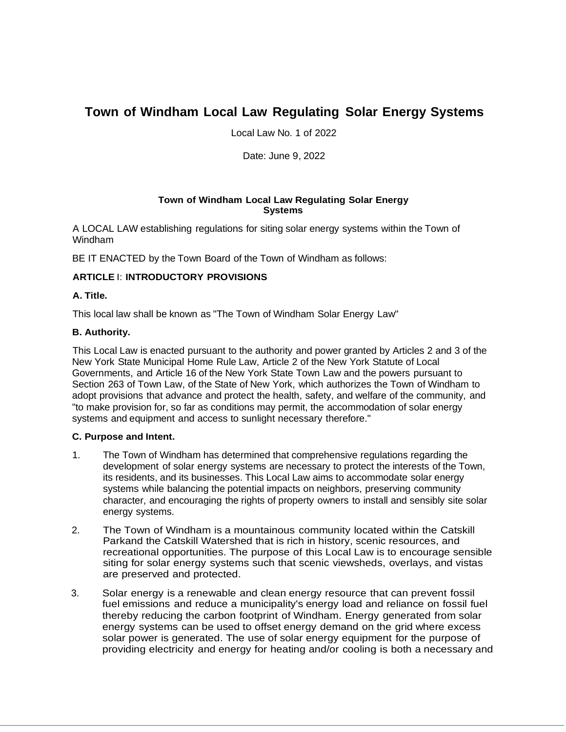# Town of Windham Local Law Regulating Solar Energy Systems

Local Law No. 1 of 2022

Date: June 9, 2022

**Town of Windham Local Law Regulating Solar Energy Systems**

A LOCAL LAW establishing regulations for siting solar energy systems within the Town of Windham

BE IT ENACTED by the Town Board of the Town of Windham as follows:

**ARTICLE I: INTRODUCTORY PROVISIONS**

**A. Title.**

This local law shall be known as "The Town of Windham Solar Energy Law"

**B. Authority.**

This Local Law is enacted pursuant to the authority and power granted by Articles 2 and 3 of the New York State Municipal Home Rule Law, Article 2 of the New York Statute of Local Governments, and Article 16 of the New York State Town Law and the powers pursuant to Section 263 of Town Law, of the State of New York, which authorizes the Town of Windham to adopt provisions that advance and protect the health, safety, and welfare of the community, and "to make provision for, so far as conditions may permit, the accommodation of solar energy systems and equipment and access to sunlight necessary therefore."

**C. Purpose and Intent.**

1. The Town of Windham has determined that comprehensive regulations regarding the development of solar energy systems are necessary to protect the interests of the Town, its residents, and its businesses. This Local Law aims to accommodate solar energy systems while balancing the potential impacts on neighbors, preserving community character, and encouraging the rights of property owners to install and sensibly site solar energy systems.
2. The Town of Windham is a mountainous community located within the Catskill Parkand the Catskill Watershed that is rich in history, scenic resources, and recreational opportunities. The purpose of this Local Law is to encourage sensible siting for solar energy systems such that scenic viewsheds, overlays, and vistas are preserved and protected.
3. Solar energy is a renewable and clean energy resource that can prevent fossil fuel emissions and reduce a municipality's energy load and reliance on fossil fuel thereby reducing the carbon footprint of Windham. Energy generated from solar energy systems can be used to offset energy demand on the grid where excess solar power is generated. The use of solar energy equipment for the purpose of providing electricity and energy for heating and/or cooling is both a necessary and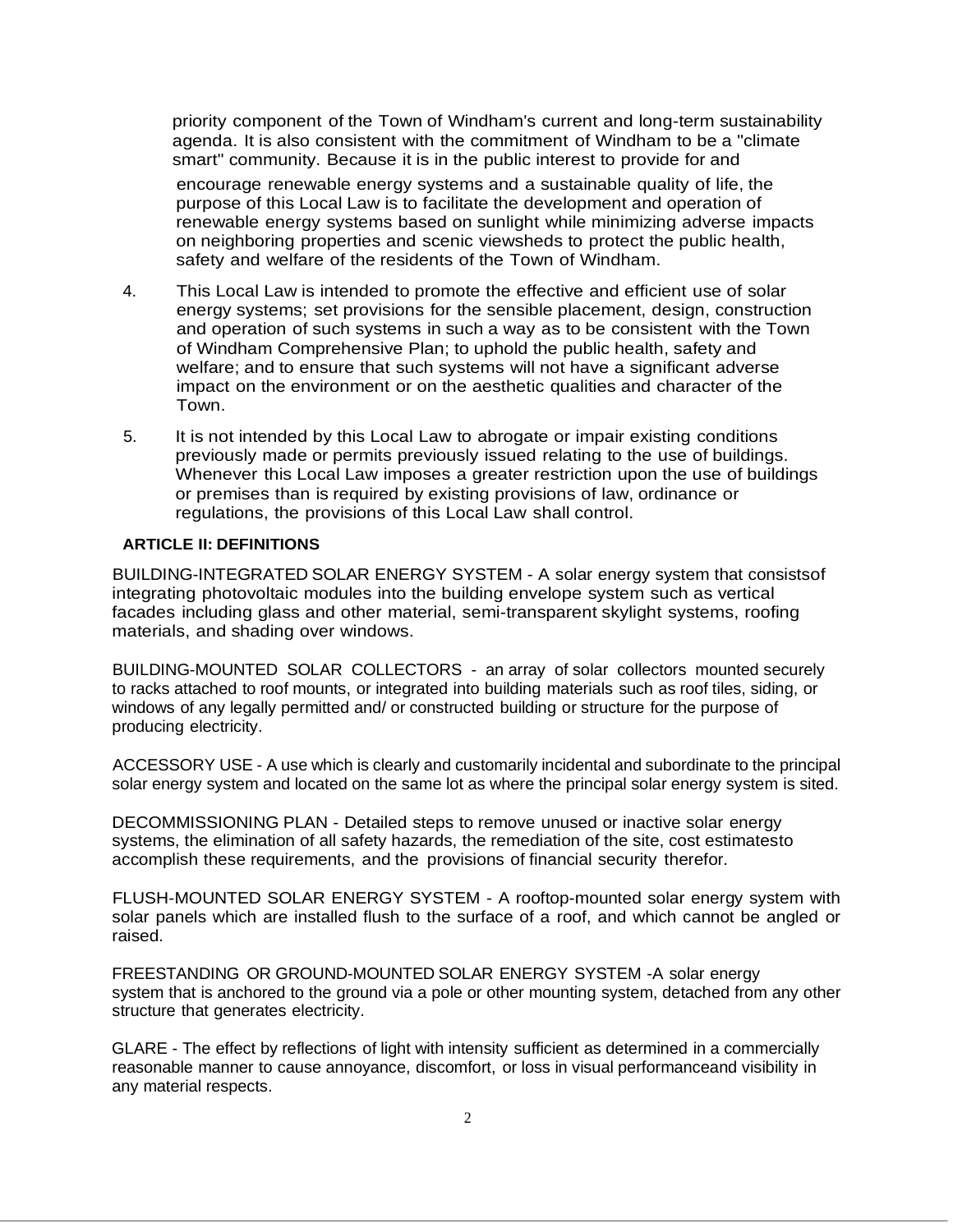priority component of the Town of Windham's current and long-term sustainability agenda. It is also consistent with the commitment of Windham to be a "climate smart" community. Because it is in the public interest to provide for and encourage renewable energy systems and a sustainable quality of life, the purpose of this Local Law is to facilitate the development and operation of renewable energy systems based on sunlight while minimizing adverse impacts on neighboring properties and scenic viewsheds to protect the public health, safety and welfare of the residents of the Town of Windham.

4. This Local Law is intended to promote the effective and efficient use of solar energy systems; set provisions for the sensible placement, design, construction and operation of such systems in such a way as to be consistent with the Town of Windham Comprehensive Plan; to uphold the public health, safety and welfare; and to ensure that such systems will not have a significant adverse impact on the environment or on the aesthetic qualities and character of the Town.

5. It is not intended by this Local Law to abrogate or impair existing conditions previously made or permits previously issued relating to the use of buildings. Whenever this Local Law imposes a greater restriction upon the use of buildings or premises than is required by existing provisions of law, ordinance or regulations, the provisions of this Local Law shall control.

**ARTICLE II: DEFINITIONS**

BUILDING-INTEGRATED SOLAR ENERGY SYSTEM - A solar energy system that consistsof integrating photovoltaic modules into the building envelope system such as vertical facades including glass and other material, semi-transparent skylight systems, roofing materials, and shading over windows.

BUILDING-MOUNTED SOLAR COLLECTORS - an array of solar collectors mounted securely to racks attached to roof mounts, or integrated into building materials such as roof tiles, siding, or windows of any legally permitted and/ or constructed building or structure for the purpose of producing electricity.

ACCESSORY USE - A use which is clearly and customarily incidental and subordinate to the principal solar energy system and located on the same lot as where the principal solar energy system is sited.

DECOMMISSIONING PLAN - Detailed steps to remove unused or inactive solar energy systems, the elimination of all safety hazards, the remediation of the site, cost estimatesto accomplish these requirements, and the provisions of financial security therefor.

FLUSH-MOUNTED SOLAR ENERGY SYSTEM - A rooftop-mounted solar energy system with solar panels which are installed flush to the surface of a roof, and which cannot be angled or raised.

FREESTANDING OR GROUND-MOUNTED SOLAR ENERGY SYSTEM -A solar energy system that is anchored to the ground via a pole or other mounting system, detached from any other structure that generates electricity.

GLARE - The effect by reflections of light with intensity sufficient as determined in a commercially reasonable manner to cause annoyance, discomfort, or loss in visual performanceand visibility in any material respects.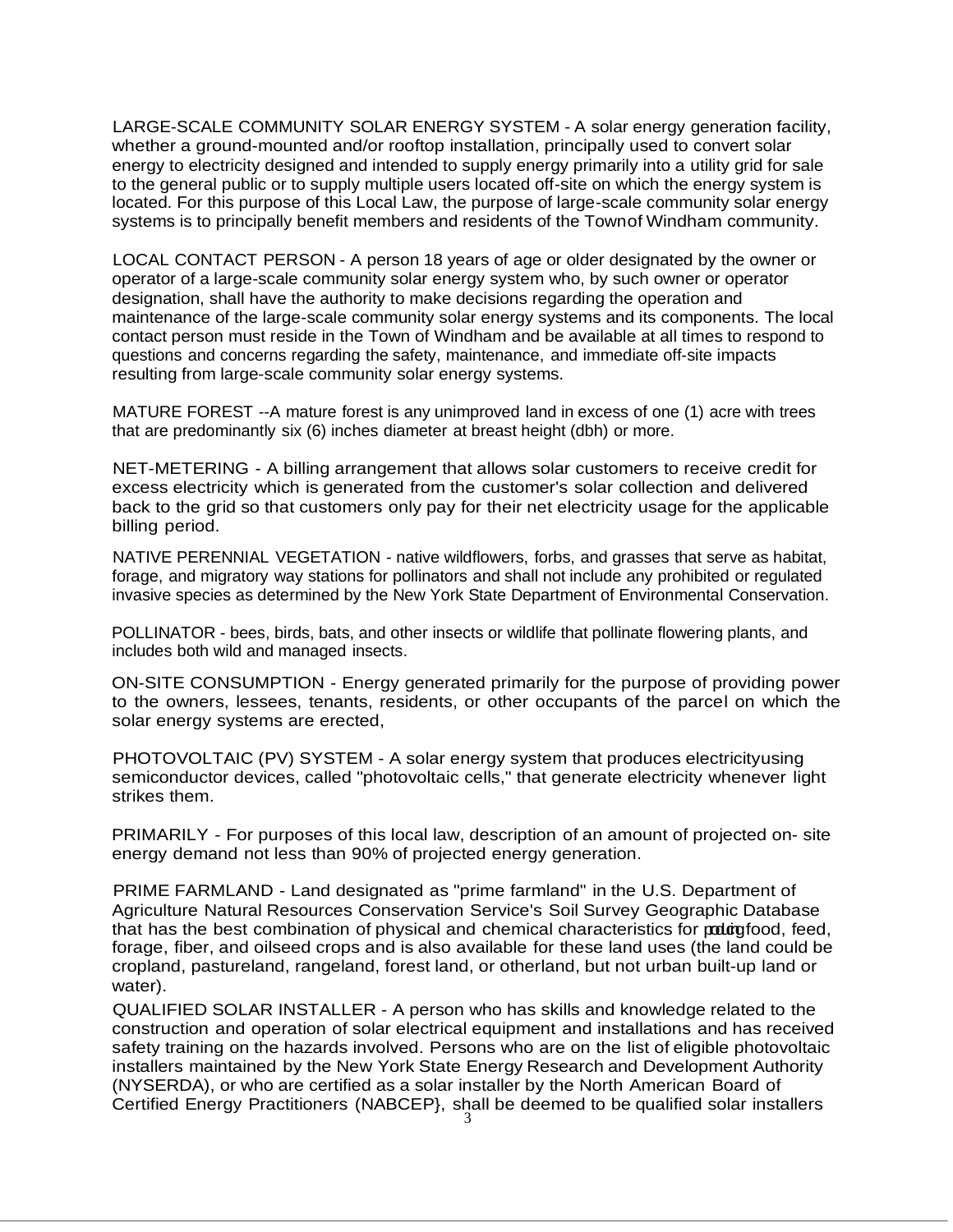LARGE-SCALE COMMUNITY SOLAR ENERGY SYSTEM - A solar energy generation facility, whether a ground-mounted and/or rooftop installation, principally used to convert solar energy to electricity designed and intended to supply energy primarily into a utility grid for sale to the general public or to supply multiple users located off-site on which the energy system is located. For this purpose of this Local Law, the purpose of large-scale community solar energy systems is to principally benefit members and residents of the Townof Windham community.

LOCAL CONTACT PERSON - A person 18 years of age or older designated by the owner or operator of a large-scale community solar energy system who, by such owner or operator designation, shall have the authority to make decisions regarding the operation and maintenance of the large-scale community solar energy systems and its components. The local contact person must reside in the Town of Windham and be available at all times to respond to questions and concerns regarding the safety, maintenance, and immediate off-site impacts resulting from large-scale community solar energy systems.

MATURE FOREST --A mature forest is any unimproved land in excess of one (1) acre with trees that are predominantly six (6) inches diameter at breast height (dbh) or more.

NET-METERING - A billing arrangement that allows solar customers to receive credit for excess electricity which is generated from the customer's solar collection and delivered back to the grid so that customers only pay for their net electricity usage for the applicable billing period.

NATIVE PERENNIAL VEGETATION - native wildflowers, forbs, and grasses that serve as habitat, forage, and migratory way stations for pollinators and shall not include any prohibited or regulated invasive species as determined by the New York State Department of Environmental Conservation.

POLLINATOR - bees, birds, bats, and other insects or wildlife that pollinate flowering plants, and includes both wild and managed insects.

ON-SITE CONSUMPTION - Energy generated primarily for the purpose of providing power to the owners, lessees, tenants, residents, or other occupants of the parcel on which the solar energy systems are erected,

PHOTOVOLTAIC (PV) SYSTEM - A solar energy system that produces electricityusing semiconductor devices, called "photovoltaic cells," that generate electricity whenever light strikes them.

PRIMARILY - For purposes of this local law, description of an amount of projected on- site energy demand not less than 90% of projected energy generation.

PRIME FARMLAND - Land designated as "prime farmland" in the U.S. Department of Agriculture Natural Resources Conservation Service's Soil Survey Geographic Database that has the best combination of physical and chemical characteristics for producing food, feed, forage, fiber, and oilseed crops and is also available for these land uses (the land could be cropland, pastureland, rangeland, forest land, or otherland, but not urban built-up land or water).

QUALIFIED SOLAR INSTALLER - A person who has skills and knowledge related to the construction and operation of solar electrical equipment and installations and has received safety training on the hazards involved. Persons who are on the list of eligible photovoltaic installers maintained by the New York State Energy Research and Development Authority (NYSERDA), or who are certified as a solar installer by the North American Board of Certified Energy Practitioners (NABCEP}, shall be deemed to be qualified solar installers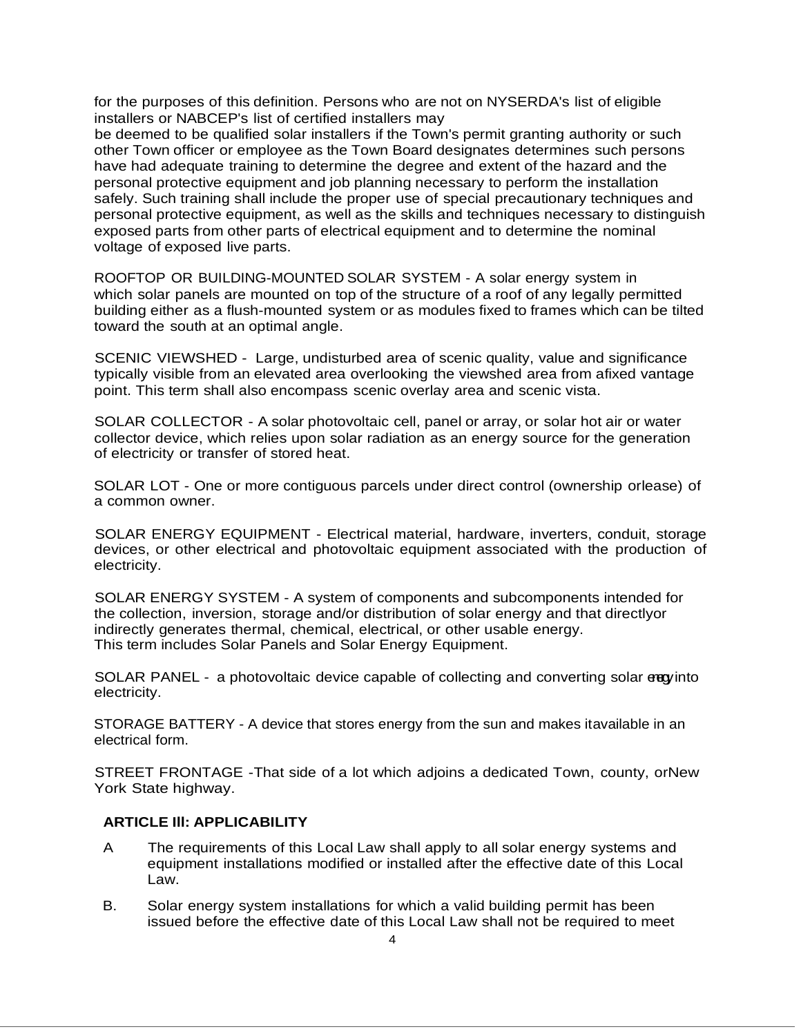for the purposes of this definition. Persons who are not on NYSERDA's list of eligible installers or NABCEP's list of certified installers may be deemed to be qualified solar installers if the Town's permit granting authority or such other Town officer or employee as the Town Board designates determines such persons have had adequate training to determine the degree and extent of the hazard and the personal protective equipment and job planning necessary to perform the installation safely. Such training shall include the proper use of special precautionary techniques and personal protective equipment, as well as the skills and techniques necessary to distinguish exposed parts from other parts of electrical equipment and to determine the nominal voltage of exposed live parts.

ROOFTOP OR BUILDING-MOUNTED SOLAR SYSTEM - A solar energy system in which solar panels are mounted on top of the structure of a roof of any legally permitted building either as a flush-mounted system or as modules fixed to frames which can be tilted toward the south at an optimal angle.

SCENIC VIEWSHED - Large, undisturbed area of scenic quality, value and significance typically visible from an elevated area overlooking the viewshed area from afixed vantage point. This term shall also encompass scenic overlay area and scenic vista.

SOLAR COLLECTOR - A solar photovoltaic cell, panel or array, or solar hot air or water collector device, which relies upon solar radiation as an energy source for the generation of electricity or transfer of stored heat.

SOLAR LOT - One or more contiguous parcels under direct control (ownership orlease) of a common owner.

SOLAR ENERGY EQUIPMENT - Electrical material, hardware, inverters, conduit, storage devices, or other electrical and photovoltaic equipment associated with the production of electricity.

SOLAR ENERGY SYSTEM - A system of components and subcomponents intended for the collection, inversion, storage and/or distribution of solar energy and that directlyor indirectly generates thermal, chemical, electrical, or other usable energy. This term includes Solar Panels and Solar Energy Equipment.

SOLAR PANEL - a photovoltaic device capable of collecting and converting solar energy into electricity.

STORAGE BATTERY - A device that stores energy from the sun and makes itavailable in an electrical form.

STREET FRONTAGE -That side of a lot which adjoins a dedicated Town, county, orNew York State highway.

**ARTICLE III: APPLICABILITY**

A The requirements of this Local Law shall apply to all solar energy systems and equipment installations modified or installed after the effective date of this Local Law.

B. Solar energy system installations for which a valid building permit has been issued before the effective date of this Local Law shall not be required to meet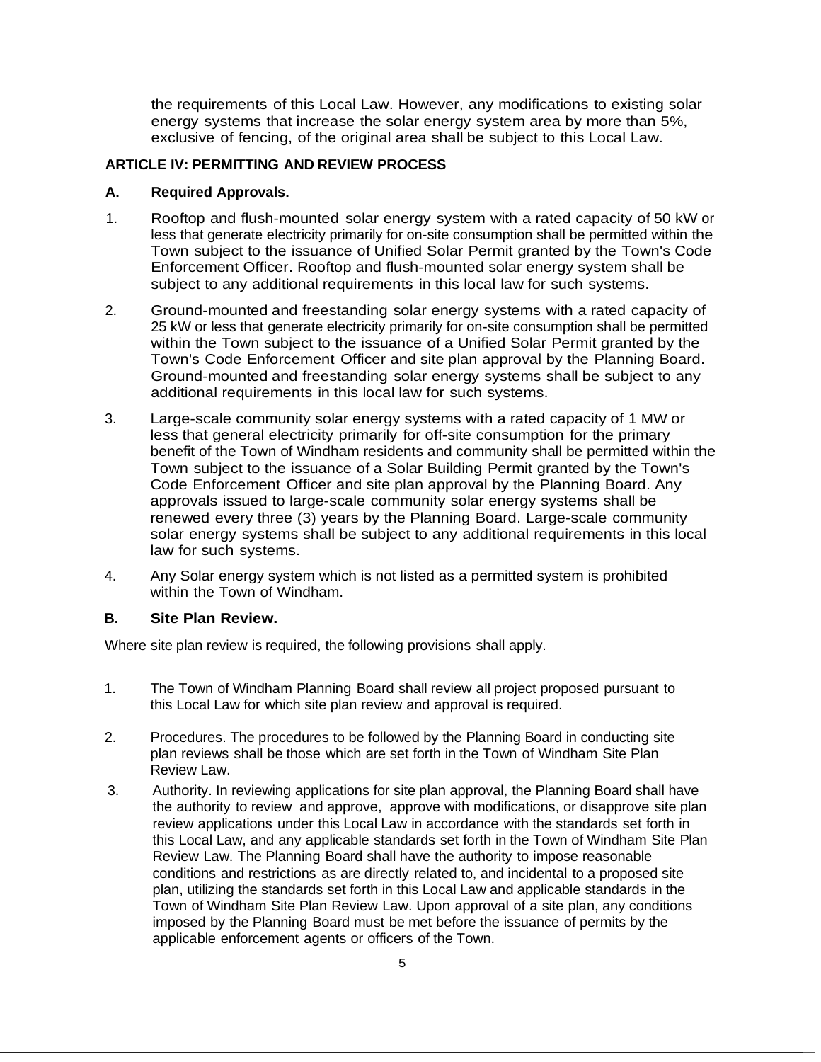the requirements of this Local Law. However, any modifications to existing solar energy systems that increase the solar energy system area by more than 5%, exclusive of fencing, of the original area shall be subject to this Local Law.

**ARTICLE IV: PERMITTING AND REVIEW PROCESS**

**A. Required Approvals.**

1. Rooftop and flush-mounted solar energy system with a rated capacity of 50 kW or less that generate electricity primarily for on-site consumption shall be permitted within the Town subject to the issuance of Unified Solar Permit granted by the Town's Code Enforcement Officer. Rooftop and flush-mounted solar energy system shall be subject to any additional requirements in this local law for such systems.

2. Ground-mounted and freestanding solar energy systems with a rated capacity of 25 kW or less that generate electricity primarily for on-site consumption shall be permitted within the Town subject to the issuance of a Unified Solar Permit granted by the Town's Code Enforcement Officer and site plan approval by the Planning Board. Ground-mounted and freestanding solar energy systems shall be subject to any additional requirements in this local law for such systems.

3. Large-scale community solar energy systems with a rated capacity of 1 MW or less that general electricity primarily for off-site consumption for the primary benefit of the Town of Windham residents and community shall be permitted within the Town subject to the issuance of a Solar Building Permit granted by the Town's Code Enforcement Officer and site plan approval by the Planning Board. Any approvals issued to large-scale community solar energy systems shall be renewed every three (3) years by the Planning Board. Large-scale community solar energy systems shall be subject to any additional requirements in this local law for such systems.

4. Any Solar energy system which is not listed as a permitted system is prohibited within the Town of Windham.

**B. Site Plan Review.**

Where site plan review is required, the following provisions shall apply.

1. The Town of Windham Planning Board shall review all project proposed pursuant to this Local Law for which site plan review and approval is required.

2. Procedures. The procedures to be followed by the Planning Board in conducting site plan reviews shall be those which are set forth in the Town of Windham Site Plan Review Law.

3. Authority. In reviewing applications for site plan approval, the Planning Board shall have the authority to review and approve, approve with modifications, or disapprove site plan review applications under this Local Law in accordance with the standards set forth in this Local Law, and any applicable standards set forth in the Town of Windham Site Plan Review Law. The Planning Board shall have the authority to impose reasonable conditions and restrictions as are directly related to, and incidental to a proposed site plan, utilizing the standards set forth in this Local Law and applicable standards in the Town of Windham Site Plan Review Law. Upon approval of a site plan, any conditions imposed by the Planning Board must be met before the issuance of permits by the applicable enforcement agents or officers of the Town.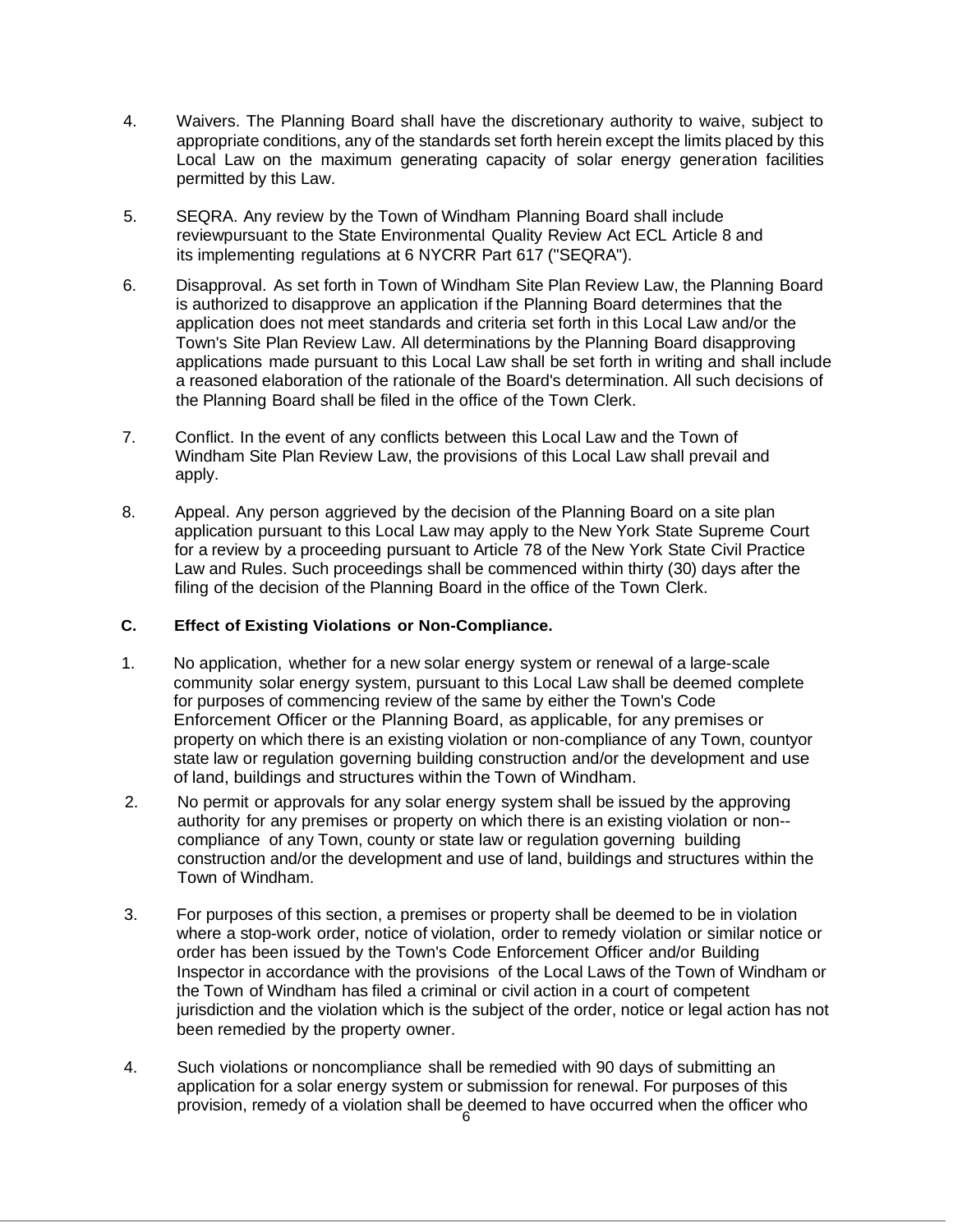4. Waivers. The Planning Board shall have the discretionary authority to waive, subject to appropriate conditions, any of the standards set forth herein except the limits placed by this Local Law on the maximum generating capacity of solar energy generation facilities permitted by this Law.

5. SEQRA. Any review by the Town of Windham Planning Board shall include reviewpursuant to the State Environmental Quality Review Act ECL Article 8 and its implementing regulations at 6 NYCRR Part 617 ("SEQRA").

6. Disapproval. As set forth in Town of Windham Site Plan Review Law, the Planning Board is authorized to disapprove an application if the Planning Board determines that the application does not meet standards and criteria set forth in this Local Law and/or the Town's Site Plan Review Law. All determinations by the Planning Board disapproving applications made pursuant to this Local Law shall be set forth in writing and shall include a reasoned elaboration of the rationale of the Board's determination. All such decisions of the Planning Board shall be filed in the office of the Town Clerk.

7. Conflict. In the event of any conflicts between this Local Law and the Town of Windham Site Plan Review Law, the provisions of this Local Law shall prevail and apply.

8. Appeal. Any person aggrieved by the decision of the Planning Board on a site plan application pursuant to this Local Law may apply to the New York State Supreme Court for a review by a proceeding pursuant to Article 78 of the New York State Civil Practice Law and Rules. Such proceedings shall be commenced within thirty (30) days after the filing of the decision of the Planning Board in the office of the Town Clerk.

**C. Effect of Existing Violations or Non-Compliance.**

1. No application, whether for a new solar energy system or renewal of a large-scale community solar energy system, pursuant to this Local Law shall be deemed complete for purposes of commencing review of the same by either the Town's Code Enforcement Officer or the Planning Board, as applicable, for any premises or property on which there is an existing violation or non-compliance of any Town, countyor state law or regulation governing building construction and/or the development and use of land, buildings and structures within the Town of Windham.

2. No permit or approvals for any solar energy system shall be issued by the approving authority for any premises or property on which there is an existing violation or non--compliance of any Town, county or state law or regulation governing building construction and/or the development and use of land, buildings and structures within the Town of Windham.

3. For purposes of this section, a premises or property shall be deemed to be in violation where a stop-work order, notice of violation, order to remedy violation or similar notice or order has been issued by the Town's Code Enforcement Officer and/or Building Inspector in accordance with the provisions of the Local Laws of the Town of Windham or the Town of Windham has filed a criminal or civil action in a court of competent jurisdiction and the violation which is the subject of the order, notice or legal action has not been remedied by the property owner.

4. Such violations or noncompliance shall be remedied with 90 days of submitting an application for a solar energy system or submission for renewal. For purposes of this provision, remedy of a violation shall be deemed to have occurred when the officer who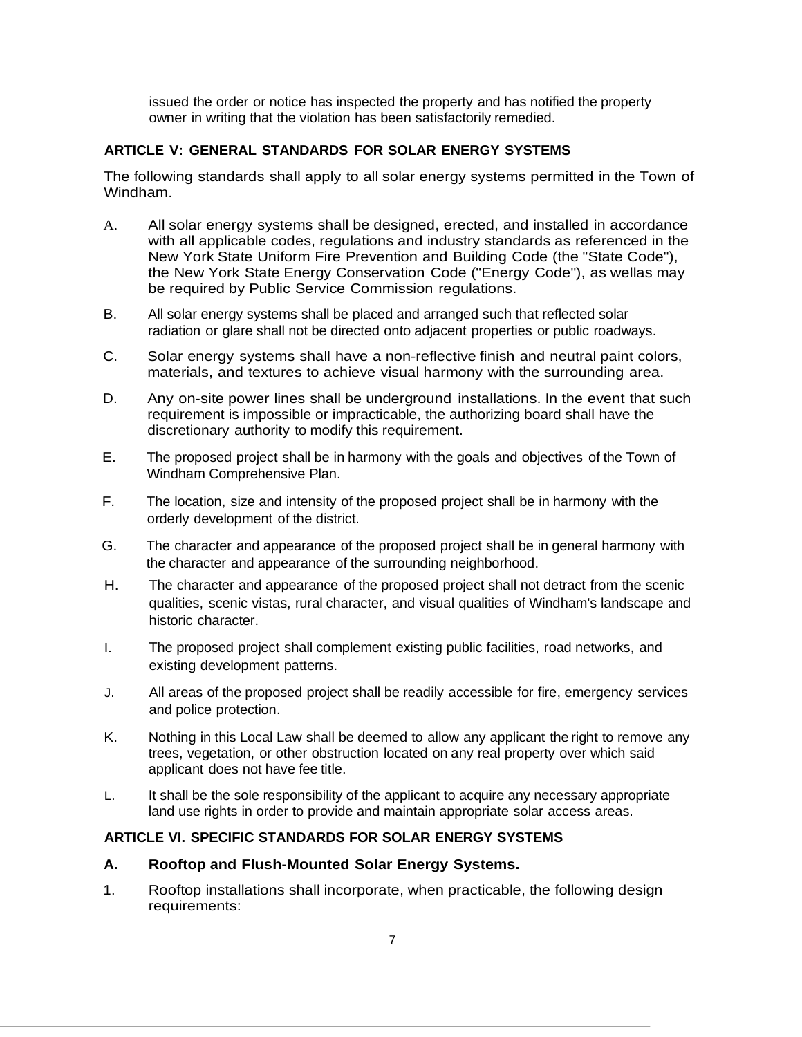issued the order or notice has inspected the property and has notified the property owner in writing that the violation has been satisfactorily remedied.

## ARTICLE V: GENERAL STANDARDS FOR SOLAR ENERGY SYSTEMS

The following standards shall apply to all solar energy systems permitted in the Town of Windham.

A. All solar energy systems shall be designed, erected, and installed in accordance with all applicable codes, regulations and industry standards as referenced in the New York State Uniform Fire Prevention and Building Code (the "State Code"), the New York State Energy Conservation Code ("Energy Code"), as wellas may be required by Public Service Commission regulations.

B. All solar energy systems shall be placed and arranged such that reflected solar radiation or glare shall not be directed onto adjacent properties or public roadways.

C. Solar energy systems shall have a non-reflective finish and neutral paint colors, materials, and textures to achieve visual harmony with the surrounding area.

D. Any on-site power lines shall be underground installations. In the event that such requirement is impossible or impracticable, the authorizing board shall have the discretionary authority to modify this requirement.

E. The proposed project shall be in harmony with the goals and objectives of the Town of Windham Comprehensive Plan.

F. The location, size and intensity of the proposed project shall be in harmony with the orderly development of the district.

G. The character and appearance of the proposed project shall be in general harmony with the character and appearance of the surrounding neighborhood.

H. The character and appearance of the proposed project shall not detract from the scenic qualities, scenic vistas, rural character, and visual qualities of Windham's landscape and historic character.

I. The proposed project shall complement existing public facilities, road networks, and existing development patterns.

J. All areas of the proposed project shall be readily accessible for fire, emergency services and police protection.

K. Nothing in this Local Law shall be deemed to allow any applicant the right to remove any trees, vegetation, or other obstruction located on any real property over which said applicant does not have fee title.

L. It shall be the sole responsibility of the applicant to acquire any necessary appropriate land use rights in order to provide and maintain appropriate solar access areas.

## ARTICLE VI. SPECIFIC STANDARDS FOR SOLAR ENERGY SYSTEMS

### A. Rooftop and Flush-Mounted Solar Energy Systems.

1. Rooftop installations shall incorporate, when practicable, the following design requirements: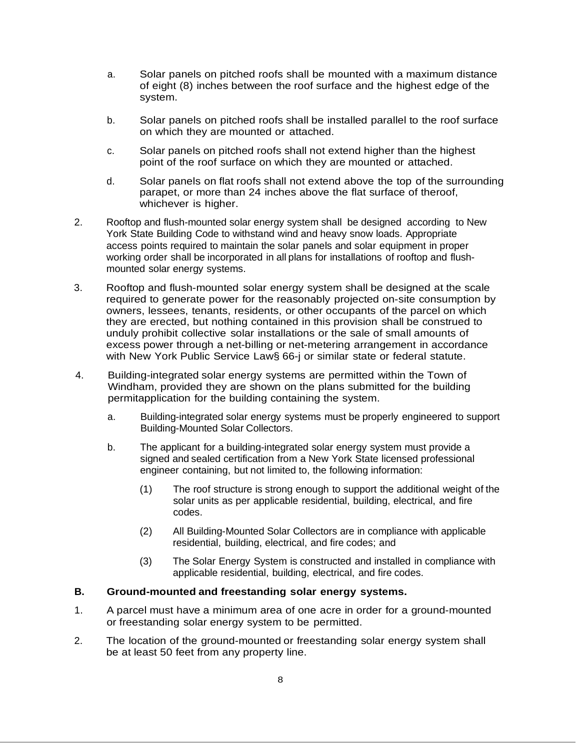a. Solar panels on pitched roofs shall be mounted with a maximum distance of eight (8) inches between the roof surface and the highest edge of the system.

b. Solar panels on pitched roofs shall be installed parallel to the roof surface on which they are mounted or attached.

c. Solar panels on pitched roofs shall not extend higher than the highest point of the roof surface on which they are mounted or attached.

d. Solar panels on flat roofs shall not extend above the top of the surrounding parapet, or more than 24 inches above the flat surface of theroof, whichever is higher.

2. Rooftop and flush-mounted solar energy system shall be designed according to New York State Building Code to withstand wind and heavy snow loads. Appropriate access points required to maintain the solar panels and solar equipment in proper working order shall be incorporated in all plans for installations of rooftop and flush-mounted solar energy systems.

3. Rooftop and flush-mounted solar energy system shall be designed at the scale required to generate power for the reasonably projected on-site consumption by owners, lessees, tenants, residents, or other occupants of the parcel on which they are erected, but nothing contained in this provision shall be construed to unduly prohibit collective solar installations or the sale of small amounts of excess power through a net-billing or net-metering arrangement in accordance with New York Public Service Law§ 66-j or similar state or federal statute.

4. Building-integrated solar energy systems are permitted within the Town of Windham, provided they are shown on the plans submitted for the building permitapplication for the building containing the system.

   a. Building-integrated solar energy systems must be properly engineered to support Building-Mounted Solar Collectors.

   b. The applicant for a building-integrated solar energy system must provide a signed and sealed certification from a New York State licensed professional engineer containing, but not limited to, the following information:

      (1) The roof structure is strong enough to support the additional weight of the solar units as per applicable residential, building, electrical, and fire codes.

      (2) All Building-Mounted Solar Collectors are in compliance with applicable residential, building, electrical, and fire codes; and

      (3) The Solar Energy System is constructed and installed in compliance with applicable residential, building, electrical, and fire codes.

**B. Ground-mounted and freestanding solar energy systems.**

1. A parcel must have a minimum area of one acre in order for a ground-mounted or freestanding solar energy system to be permitted.

2. The location of the ground-mounted or freestanding solar energy system shall be at least 50 feet from any property line.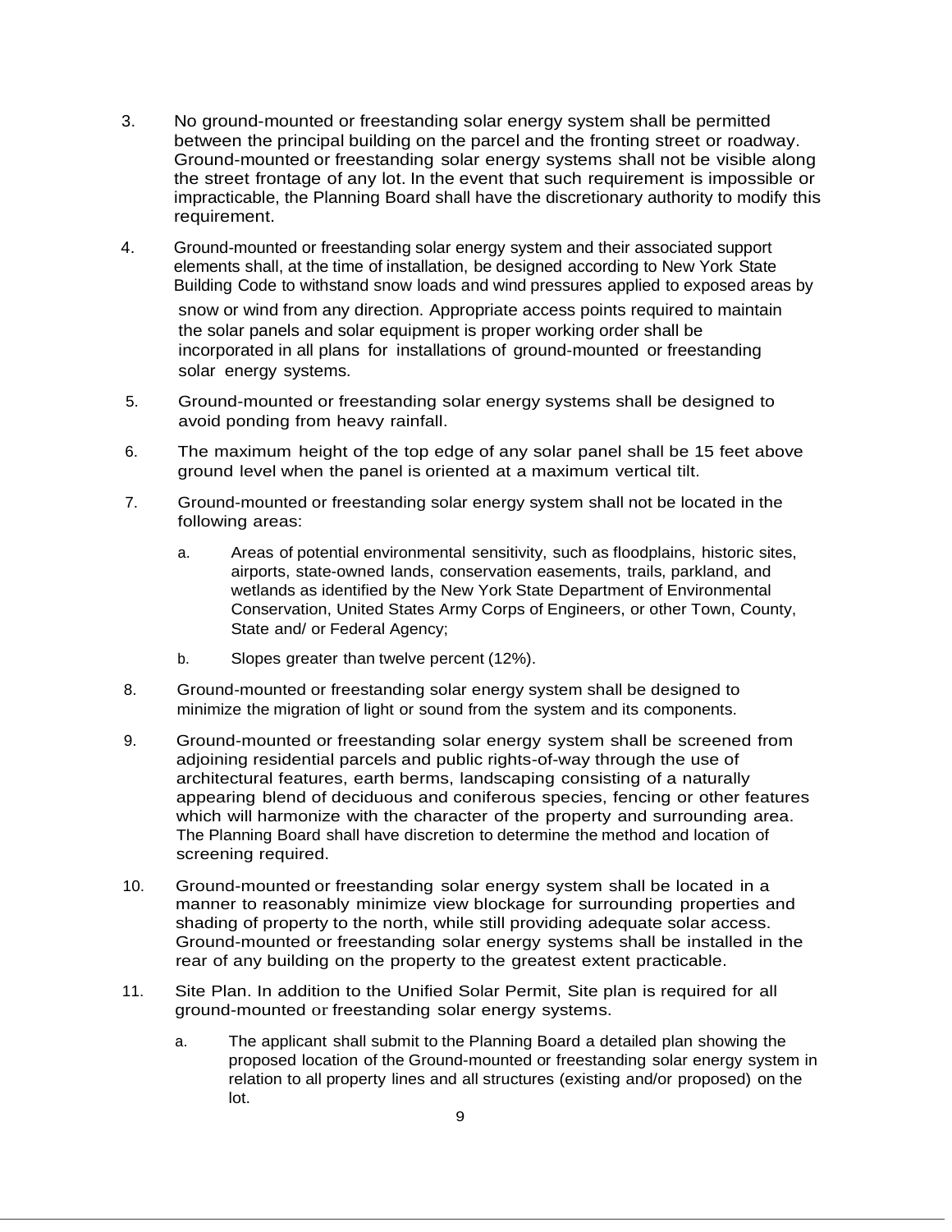3. No ground-mounted or freestanding solar energy system shall be permitted between the principal building on the parcel and the fronting street or roadway. Ground-mounted or freestanding solar energy systems shall not be visible along the street frontage of any lot. In the event that such requirement is impossible or impracticable, the Planning Board shall have the discretionary authority to modify this requirement.

4. Ground-mounted or freestanding solar energy system and their associated support elements shall, at the time of installation, be designed according to New York State Building Code to withstand snow loads and wind pressures applied to exposed areas by snow or wind from any direction. Appropriate access points required to maintain the solar panels and solar equipment is proper working order shall be incorporated in all plans for installations of ground-mounted or freestanding solar energy systems.

5. Ground-mounted or freestanding solar energy systems shall be designed to avoid ponding from heavy rainfall.

6. The maximum height of the top edge of any solar panel shall be 15 feet above ground level when the panel is oriented at a maximum vertical tilt.

7. Ground-mounted or freestanding solar energy system shall not be located in the following areas:

   a. Areas of potential environmental sensitivity, such as floodplains, historic sites, airports, state-owned lands, conservation easements, trails, parkland, and wetlands as identified by the New York State Department of Environmental Conservation, United States Army Corps of Engineers, or other Town, County, State and/ or Federal Agency;

   b. Slopes greater than twelve percent (12%).

8. Ground-mounted or freestanding solar energy system shall be designed to minimize the migration of light or sound from the system and its components.

9. Ground-mounted or freestanding solar energy system shall be screened from adjoining residential parcels and public rights-of-way through the use of architectural features, earth berms, landscaping consisting of a naturally appearing blend of deciduous and coniferous species, fencing or other features which will harmonize with the character of the property and surrounding area. The Planning Board shall have discretion to determine the method and location of screening required.

10. Ground-mounted or freestanding solar energy system shall be located in a manner to reasonably minimize view blockage for surrounding properties and shading of property to the north, while still providing adequate solar access. Ground-mounted or freestanding solar energy systems shall be installed in the rear of any building on the property to the greatest extent practicable.

11. Site Plan. In addition to the Unified Solar Permit, Site plan is required for all ground-mounted or freestanding solar energy systems.

    a. The applicant shall submit to the Planning Board a detailed plan showing the proposed location of the Ground-mounted or freestanding solar energy system in relation to all property lines and all structures (existing and/or proposed) on the lot.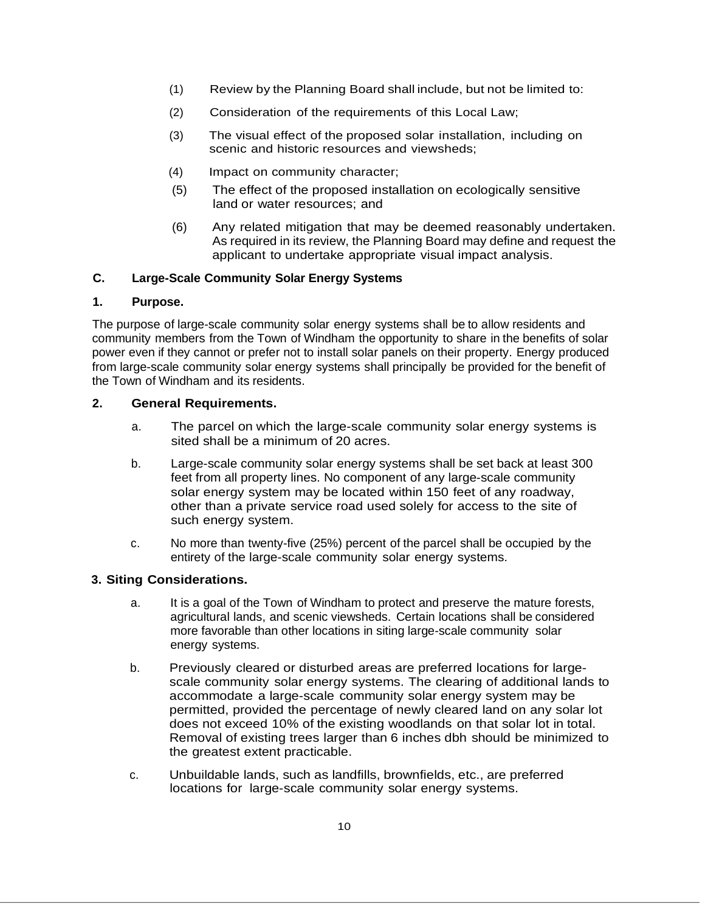(1) Review by the Planning Board shall include, but not be limited to:

(2) Consideration of the requirements of this Local Law;

(3) The visual effect of the proposed solar installation, including on scenic and historic resources and viewsheds;

(4) Impact on community character;

(5) The effect of the proposed installation on ecologically sensitive land or water resources; and

(6) Any related mitigation that may be deemed reasonably undertaken. As required in its review, the Planning Board may define and request the applicant to undertake appropriate visual impact analysis.

### C. Large-Scale Community Solar Energy Systems

#### 1. Purpose.

The purpose of large-scale community solar energy systems shall be to allow residents and community members from the Town of Windham the opportunity to share in the benefits of solar power even if they cannot or prefer not to install solar panels on their property. Energy produced from large-scale community solar energy systems shall principally be provided for the benefit of the Town of Windham and its residents.

#### 2. General Requirements.

a. The parcel on which the large-scale community solar energy systems is sited shall be a minimum of 20 acres.

b. Large-scale community solar energy systems shall be set back at least 300 feet from all property lines. No component of any large-scale community solar energy system may be located within 150 feet of any roadway, other than a private service road used solely for access to the site of such energy system.

c. No more than twenty-five (25%) percent of the parcel shall be occupied by the entirety of the large-scale community solar energy systems.

#### 3. Siting Considerations.

a. It is a goal of the Town of Windham to protect and preserve the mature forests, agricultural lands, and scenic viewsheds. Certain locations shall be considered more favorable than other locations in siting large-scale community solar energy systems.

b. Previously cleared or disturbed areas are preferred locations for large-scale community solar energy systems. The clearing of additional lands to accommodate a large-scale community solar energy system may be permitted, provided the percentage of newly cleared land on any solar lot does not exceed 10% of the existing woodlands on that solar lot in total. Removal of existing trees larger than 6 inches dbh should be minimized to the greatest extent practicable.

c. Unbuildable lands, such as landfills, brownfields, etc., are preferred locations for large-scale community solar energy systems.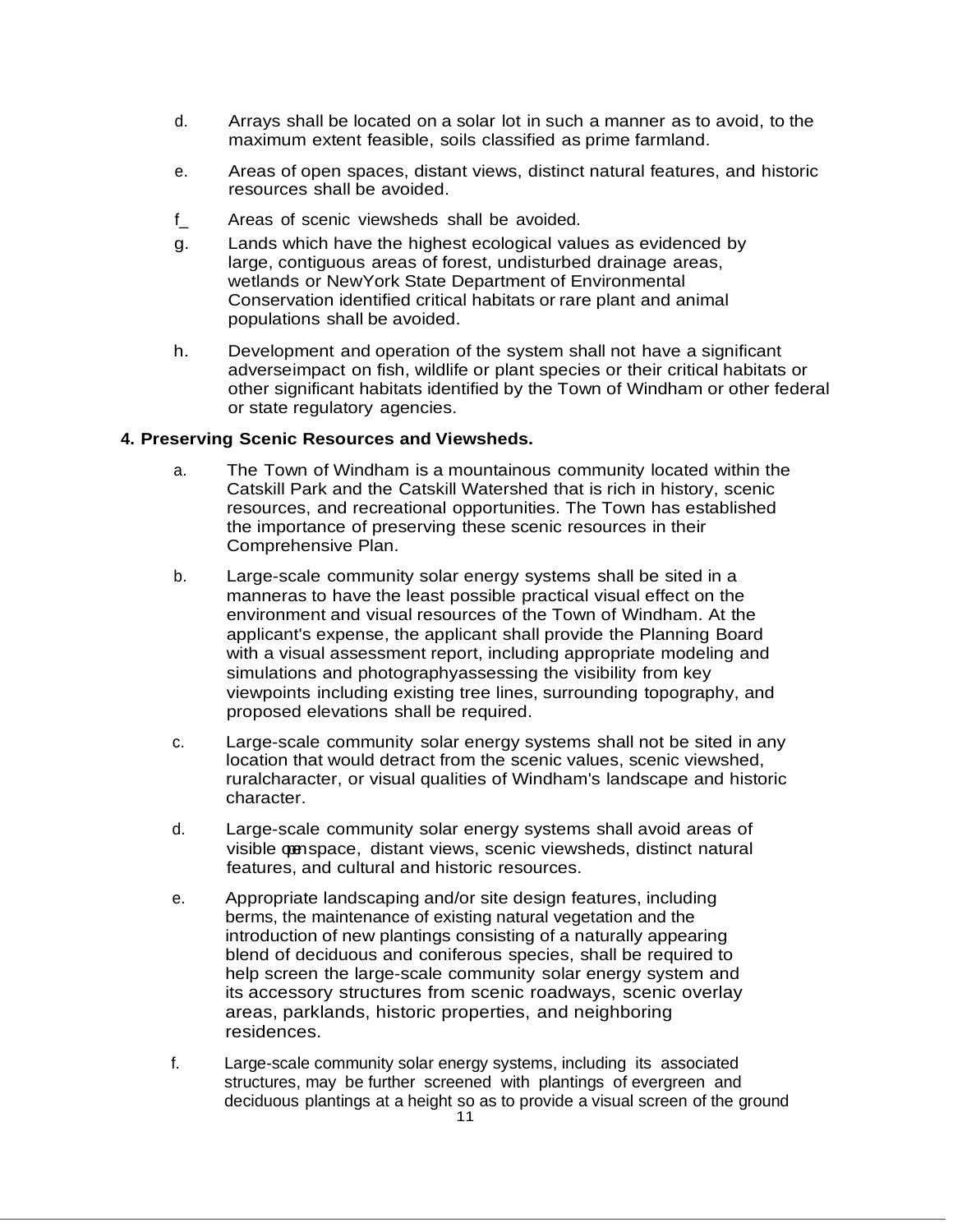d. Arrays shall be located on a solar lot in such a manner as to avoid, to the maximum extent feasible, soils classified as prime farmland.

e. Areas of open spaces, distant views, distinct natural features, and historic resources shall be avoided.

f_ Areas of scenic viewsheds shall be avoided.

g. Lands which have the highest ecological values as evidenced by large, contiguous areas of forest, undisturbed drainage areas, wetlands or NewYork State Department of Environmental Conservation identified critical habitats or rare plant and animal populations shall be avoided.

h. Development and operation of the system shall not have a significant adverseimpact on fish, wildlife or plant species or their critical habitats or other significant habitats identified by the Town of Windham or other federal or state regulatory agencies.

**4. Preserving Scenic Resources and Viewsheds.**

a. The Town of Windham is a mountainous community located within the Catskill Park and the Catskill Watershed that is rich in history, scenic resources, and recreational opportunities. The Town has established the importance of preserving these scenic resources in their Comprehensive Plan.

b. Large-scale community solar energy systems shall be sited in a manneras to have the least possible practical visual effect on the environment and visual resources of the Town of Windham. At the applicant's expense, the applicant shall provide the Planning Board with a visual assessment report, including appropriate modeling and simulations and photographyassessing the visibility from key viewpoints including existing tree lines, surrounding topography, and proposed elevations shall be required.

c. Large-scale community solar energy systems shall not be sited in any location that would detract from the scenic values, scenic viewshed, ruralcharacter, or visual qualities of Windham's landscape and historic character.

d. Large-scale community solar energy systems shall avoid areas of visible open space, distant views, scenic viewsheds, distinct natural features, and cultural and historic resources.

e. Appropriate landscaping and/or site design features, including berms, the maintenance of existing natural vegetation and the introduction of new plantings consisting of a naturally appearing blend of deciduous and coniferous species, shall be required to help screen the large-scale community solar energy system and its accessory structures from scenic roadways, scenic overlay areas, parklands, historic properties, and neighboring residences.

f. Large-scale community solar energy systems, including its associated structures, may be further screened with plantings of evergreen and deciduous plantings at a height so as to provide a visual screen of the ground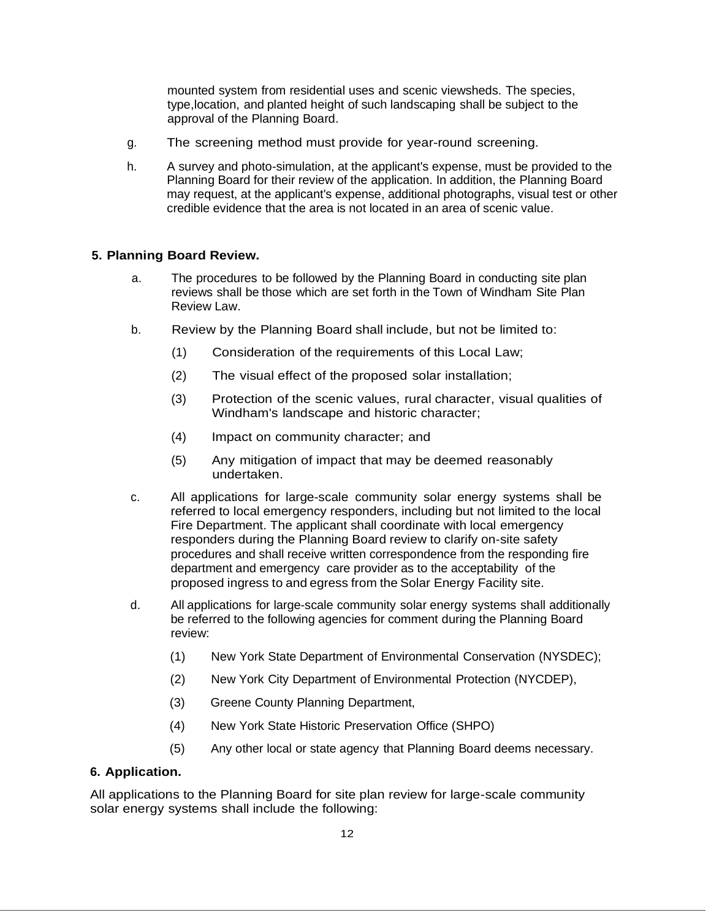mounted system from residential uses and scenic viewsheds. The species, type,location, and planted height of such landscaping shall be subject to the approval of the Planning Board.

g. The screening method must provide for year-round screening.

h. A survey and photo-simulation, at the applicant's expense, must be provided to the Planning Board for their review of the application. In addition, the Planning Board may request, at the applicant's expense, additional photographs, visual test or other credible evidence that the area is not located in an area of scenic value.

**5. Planning Board Review.**

a. The procedures to be followed by the Planning Board in conducting site plan reviews shall be those which are set forth in the Town of Windham Site Plan Review Law.

b. Review by the Planning Board shall include, but not be limited to:

(1) Consideration of the requirements of this Local Law;

(2) The visual effect of the proposed solar installation;

(3) Protection of the scenic values, rural character, visual qualities of Windham's landscape and historic character;

(4) Impact on community character; and

(5) Any mitigation of impact that may be deemed reasonably undertaken.

c. All applications for large-scale community solar energy systems shall be referred to local emergency responders, including but not limited to the local Fire Department. The applicant shall coordinate with local emergency responders during the Planning Board review to clarify on-site safety procedures and shall receive written correspondence from the responding fire department and emergency care provider as to the acceptability of the proposed ingress to and egress from the Solar Energy Facility site.

d. All applications for large-scale community solar energy systems shall additionally be referred to the following agencies for comment during the Planning Board review:

(1) New York State Department of Environmental Conservation (NYSDEC);

(2) New York City Department of Environmental Protection (NYCDEP),

(3) Greene County Planning Department,

(4) New York State Historic Preservation Office (SHPO)

(5) Any other local or state agency that Planning Board deems necessary.

**6. Application.**

All applications to the Planning Board for site plan review for large-scale community solar energy systems shall include the following: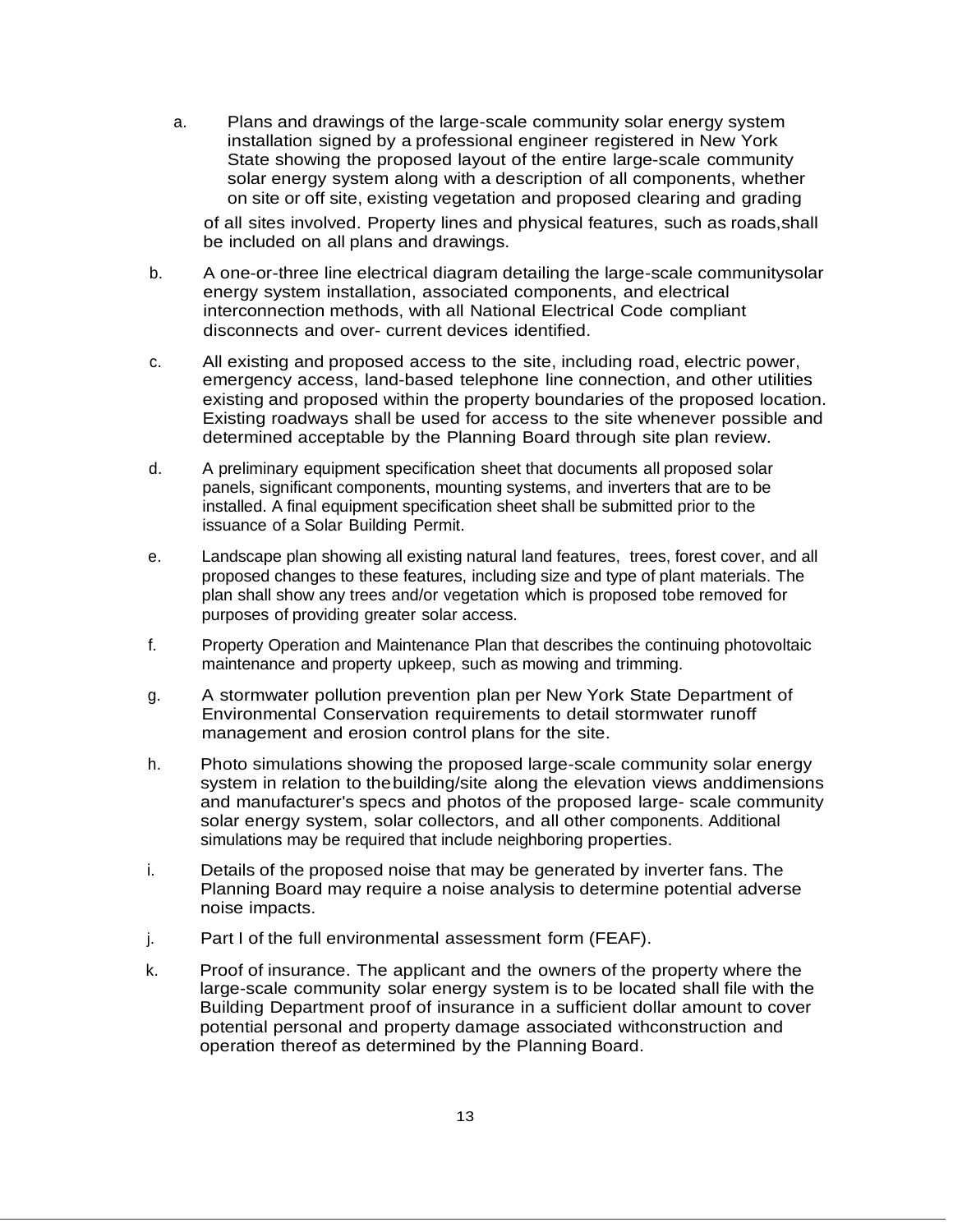a. Plans and drawings of the large-scale community solar energy system installation signed by a professional engineer registered in New York State showing the proposed layout of the entire large-scale community solar energy system along with a description of all components, whether on site or off site, existing vegetation and proposed clearing and grading of all sites involved. Property lines and physical features, such as roads,shall be included on all plans and drawings.

b. A one-or-three line electrical diagram detailing the large-scale communitysolar energy system installation, associated components, and electrical interconnection methods, with all National Electrical Code compliant disconnects and over- current devices identified.

c. All existing and proposed access to the site, including road, electric power, emergency access, land-based telephone line connection, and other utilities existing and proposed within the property boundaries of the proposed location. Existing roadways shall be used for access to the site whenever possible and determined acceptable by the Planning Board through site plan review.

d. A preliminary equipment specification sheet that documents all proposed solar panels, significant components, mounting systems, and inverters that are to be installed. A final equipment specification sheet shall be submitted prior to the issuance of a Solar Building Permit.

e. Landscape plan showing all existing natural land features, trees, forest cover, and all proposed changes to these features, including size and type of plant materials. The plan shall show any trees and/or vegetation which is proposed tobe removed for purposes of providing greater solar access.

f. Property Operation and Maintenance Plan that describes the continuing photovoltaic maintenance and property upkeep, such as mowing and trimming.

g. A stormwater pollution prevention plan per New York State Department of Environmental Conservation requirements to detail stormwater runoff management and erosion control plans for the site.

h. Photo simulations showing the proposed large-scale community solar energy system in relation to thebuilding/site along the elevation views anddimensions and manufacturer's specs and photos of the proposed large- scale community solar energy system, solar collectors, and all other components. Additional simulations may be required that include neighboring properties.

i. Details of the proposed noise that may be generated by inverter fans. The Planning Board may require a noise analysis to determine potential adverse noise impacts.

j. Part I of the full environmental assessment form (FEAF).

k. Proof of insurance. The applicant and the owners of the property where the large-scale community solar energy system is to be located shall file with the Building Department proof of insurance in a sufficient dollar amount to cover potential personal and property damage associated withconstruction and operation thereof as determined by the Planning Board.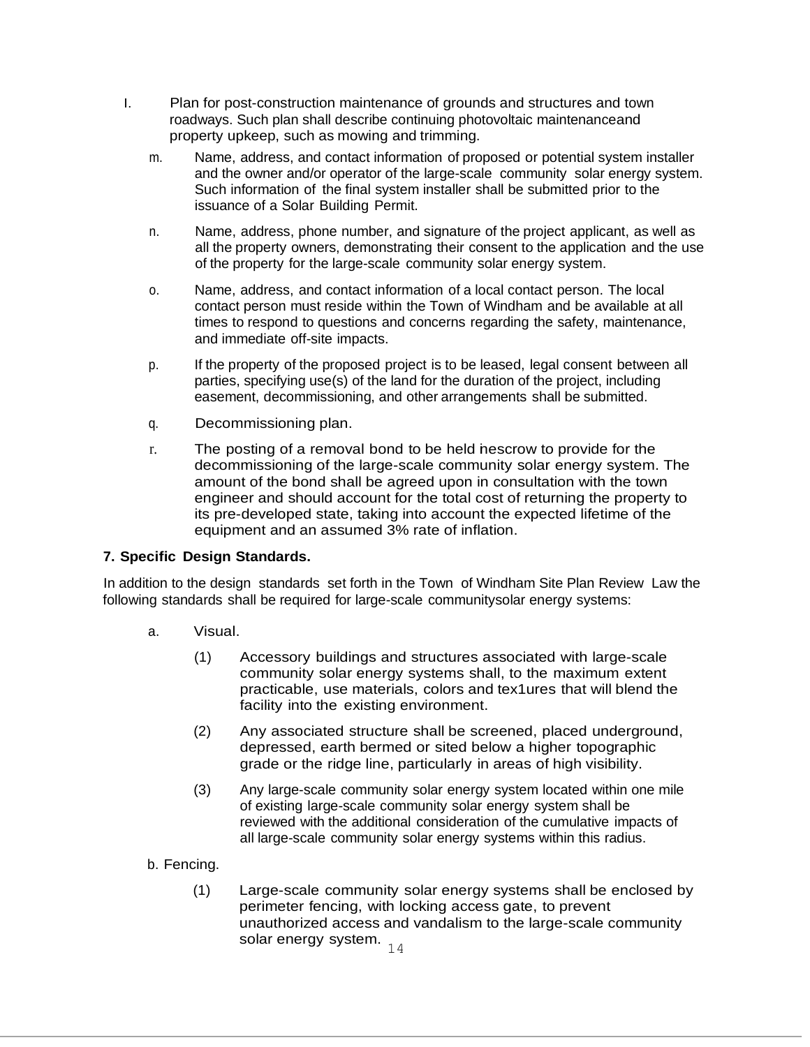l. Plan for post-construction maintenance of grounds and structures and town roadways. Such plan shall describe continuing photovoltaic maintenanceand property upkeep, such as mowing and trimming.

m. Name, address, and contact information of proposed or potential system installer and the owner and/or operator of the large-scale community solar energy system. Such information of the final system installer shall be submitted prior to the issuance of a Solar Building Permit.

n. Name, address, phone number, and signature of the project applicant, as well as all the property owners, demonstrating their consent to the application and the use of the property for the large-scale community solar energy system.

o. Name, address, and contact information of a local contact person. The local contact person must reside within the Town of Windham and be available at all times to respond to questions and concerns regarding the safety, maintenance, and immediate off-site impacts.

p. If the property of the proposed project is to be leased, legal consent between all parties, specifying use(s) of the land for the duration of the project, including easement, decommissioning, and other arrangements shall be submitted.

q. Decommissioning plan.

r. The posting of a removal bond to be held inescrow to provide for the decommissioning of the large-scale community solar energy system. The amount of the bond shall be agreed upon in consultation with the town engineer and should account for the total cost of returning the property to its pre-developed state, taking into account the expected lifetime of the equipment and an assumed 3% rate of inflation.

**7. Specific Design Standards.**

In addition to the design standards set forth in the Town of Windham Site Plan Review Law the following standards shall be required for large-scale communitysolar energy systems:

a. Visual.

(1) Accessory buildings and structures associated with large-scale community solar energy systems shall, to the maximum extent practicable, use materials, colors and tex1ures that will blend the facility into the existing environment.

(2) Any associated structure shall be screened, placed underground, depressed, earth bermed or sited below a higher topographic grade or the ridge line, particularly in areas of high visibility.

(3) Any large-scale community solar energy system located within one mile of existing large-scale community solar energy system shall be reviewed with the additional consideration of the cumulative impacts of all large-scale community solar energy systems within this radius.

b. Fencing.

(1) Large-scale community solar energy systems shall be enclosed by perimeter fencing, with locking access gate, to prevent unauthorized access and vandalism to the large-scale community solar energy system.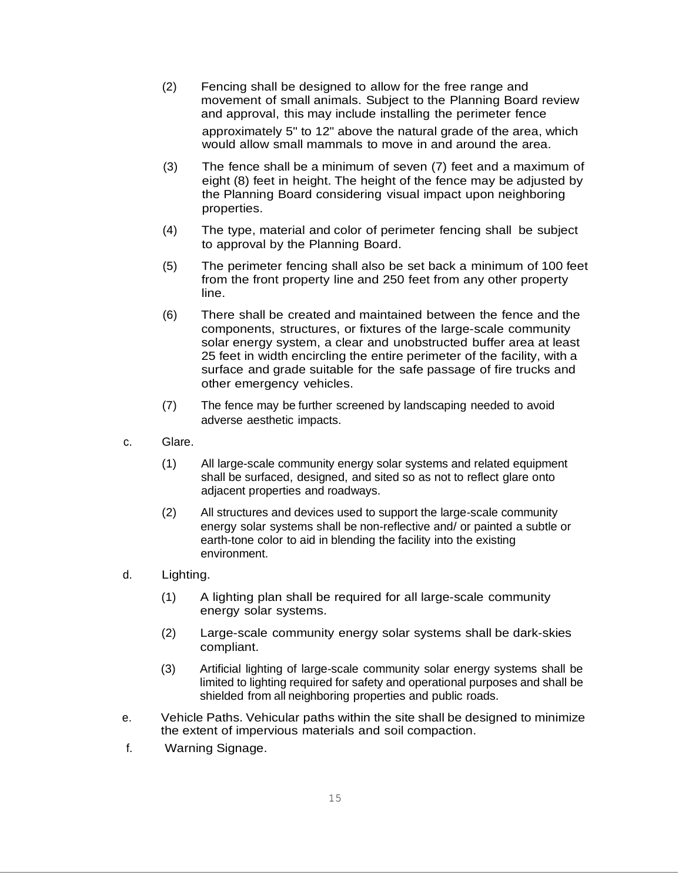(2) Fencing shall be designed to allow for the free range and movement of small animals. Subject to the Planning Board review and approval, this may include installing the perimeter fence approximately 5" to 12" above the natural grade of the area, which would allow small mammals to move in and around the area.

(3) The fence shall be a minimum of seven (7) feet and a maximum of eight (8) feet in height. The height of the fence may be adjusted by the Planning Board considering visual impact upon neighboring properties.

(4) The type, material and color of perimeter fencing shall be subject to approval by the Planning Board.

(5) The perimeter fencing shall also be set back a minimum of 100 feet from the front property line and 250 feet from any other property line.

(6) There shall be created and maintained between the fence and the components, structures, or fixtures of the large-scale community solar energy system, a clear and unobstructed buffer area at least 25 feet in width encircling the entire perimeter of the facility, with a surface and grade suitable for the safe passage of fire trucks and other emergency vehicles.

(7) The fence may be further screened by landscaping needed to avoid adverse aesthetic impacts.

c. Glare.

(1) All large-scale community energy solar systems and related equipment shall be surfaced, designed, and sited so as not to reflect glare onto adjacent properties and roadways.

(2) All structures and devices used to support the large-scale community energy solar systems shall be non-reflective and/ or painted a subtle or earth-tone color to aid in blending the facility into the existing environment.

d. Lighting.

(1) A lighting plan shall be required for all large-scale community energy solar systems.

(2) Large-scale community energy solar systems shall be dark-skies compliant.

(3) Artificial lighting of large-scale community solar energy systems shall be limited to lighting required for safety and operational purposes and shall be shielded from all neighboring properties and public roads.

e. Vehicle Paths. Vehicular paths within the site shall be designed to minimize the extent of impervious materials and soil compaction.

f. Warning Signage.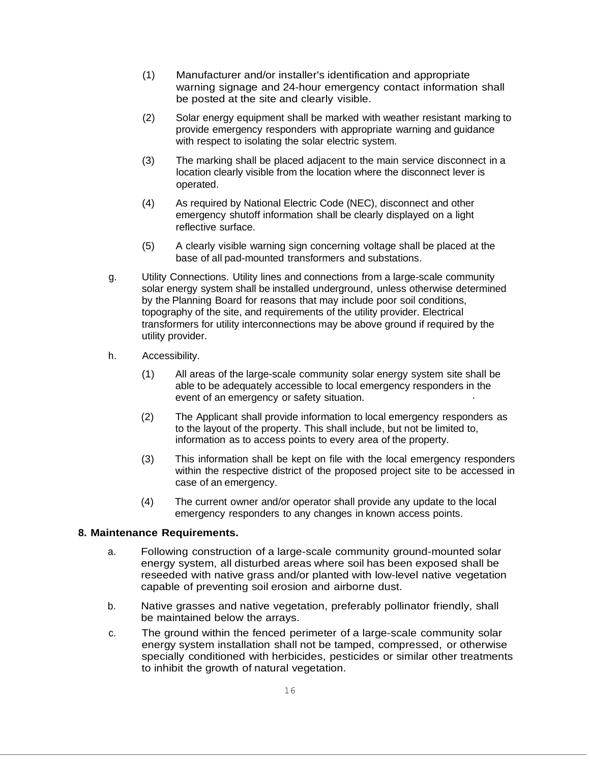(1) Manufacturer and/or installer's identification and appropriate warning signage and 24-hour emergency contact information shall be posted at the site and clearly visible.

(2) Solar energy equipment shall be marked with weather resistant marking to provide emergency responders with appropriate warning and guidance with respect to isolating the solar electric system.

(3) The marking shall be placed adjacent to the main service disconnect in a location clearly visible from the location where the disconnect lever is operated.

(4) As required by National Electric Code (NEC), disconnect and other emergency shutoff information shall be clearly displayed on a light reflective surface.

(5) A clearly visible warning sign concerning voltage shall be placed at the base of all pad-mounted transformers and substations.

g. Utility Connections. Utility lines and connections from a large-scale community solar energy system shall be installed underground, unless otherwise determined by the Planning Board for reasons that may include poor soil conditions, topography of the site, and requirements of the utility provider. Electrical transformers for utility interconnections may be above ground if required by the utility provider.

h. Accessibility.

(1) All areas of the large-scale community solar energy system site shall be able to be adequately accessible to local emergency responders in the event of an emergency or safety situation.

(2) The Applicant shall provide information to local emergency responders as to the layout of the property. This shall include, but not be limited to, information as to access points to every area of the property.

(3) This information shall be kept on file with the local emergency responders within the respective district of the proposed project site to be accessed in case of an emergency.

(4) The current owner and/or operator shall provide any update to the local emergency responders to any changes in known access points.

**8. Maintenance Requirements.**

a. Following construction of a large-scale community ground-mounted solar energy system, all disturbed areas where soil has been exposed shall be reseeded with native grass and/or planted with low-level native vegetation capable of preventing soil erosion and airborne dust.

b. Native grasses and native vegetation, preferably pollinator friendly, shall be maintained below the arrays.

c. The ground within the fenced perimeter of a large-scale community solar energy system installation shall not be tamped, compressed, or otherwise specially conditioned with herbicides, pesticides or similar other treatments to inhibit the growth of natural vegetation.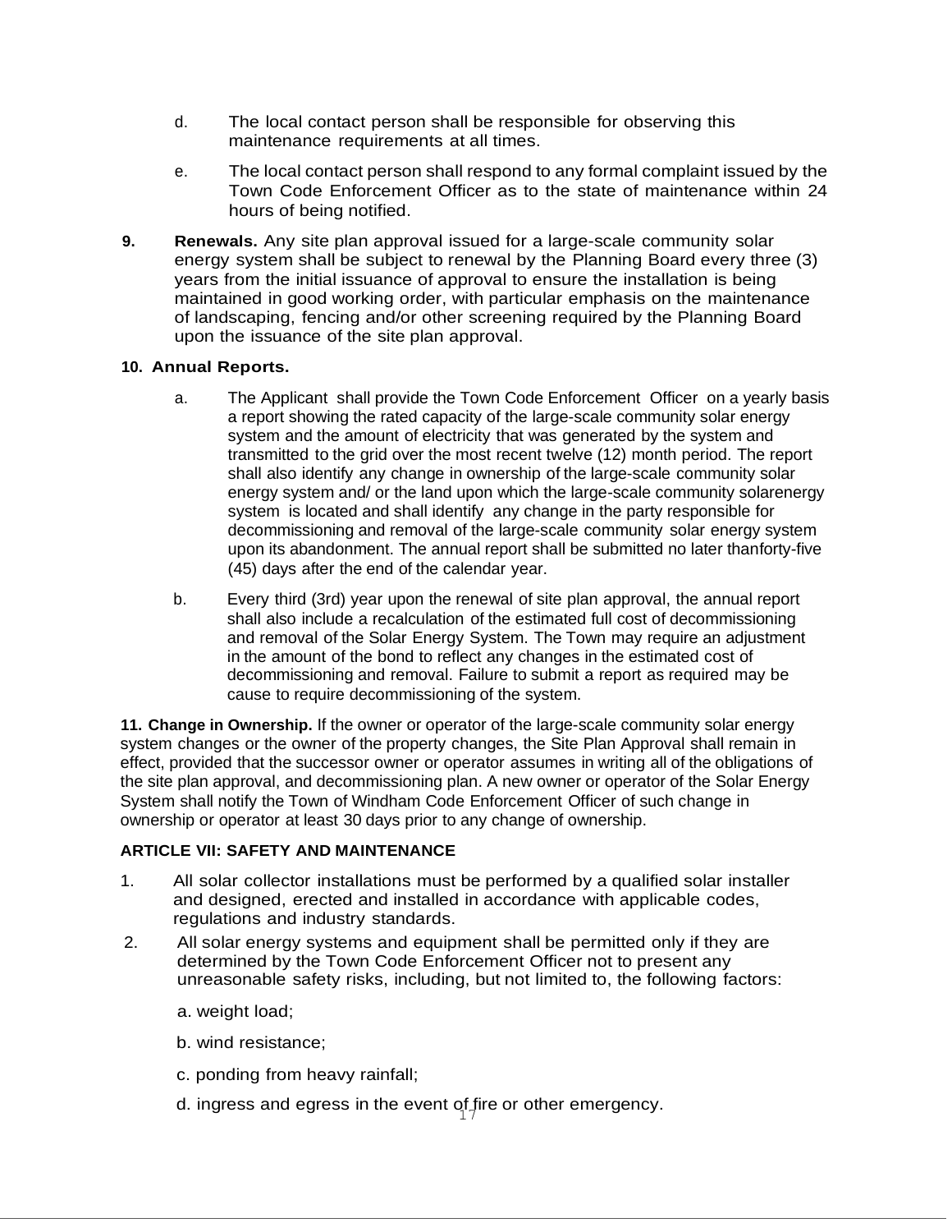d. The local contact person shall be responsible for observing this maintenance requirements at all times.

e. The local contact person shall respond to any formal complaint issued by the Town Code Enforcement Officer as to the state of maintenance within 24 hours of being notified.

**9. Renewals.** Any site plan approval issued for a large-scale community solar energy system shall be subject to renewal by the Planning Board every three (3) years from the initial issuance of approval to ensure the installation is being maintained in good working order, with particular emphasis on the maintenance of landscaping, fencing and/or other screening required by the Planning Board upon the issuance of the site plan approval.

**10. Annual Reports.**

a. The Applicant shall provide the Town Code Enforcement Officer on a yearly basis a report showing the rated capacity of the large-scale community solar energy system and the amount of electricity that was generated by the system and transmitted to the grid over the most recent twelve (12) month period. The report shall also identify any change in ownership of the large-scale community solar energy system and/ or the land upon which the large-scale community solarenergy system is located and shall identify any change in the party responsible for decommissioning and removal of the large-scale community solar energy system upon its abandonment. The annual report shall be submitted no later thanforty-five (45) days after the end of the calendar year.

b. Every third (3rd) year upon the renewal of site plan approval, the annual report shall also include a recalculation of the estimated full cost of decommissioning and removal of the Solar Energy System. The Town may require an adjustment in the amount of the bond to reflect any changes in the estimated cost of decommissioning and removal. Failure to submit a report as required may be cause to require decommissioning of the system.

**11. Change in Ownership.** If the owner or operator of the large-scale community solar energy system changes or the owner of the property changes, the Site Plan Approval shall remain in effect, provided that the successor owner or operator assumes in writing all of the obligations of the site plan approval, and decommissioning plan. A new owner or operator of the Solar Energy System shall notify the Town of Windham Code Enforcement Officer of such change in ownership or operator at least 30 days prior to any change of ownership.

**ARTICLE VII: SAFETY AND MAINTENANCE**

1. All solar collector installations must be performed by a qualified solar installer and designed, erected and installed in accordance with applicable codes, regulations and industry standards.
2. All solar energy systems and equipment shall be permitted only if they are determined by the Town Code Enforcement Officer not to present any unreasonable safety risks, including, but not limited to, the following factors:

   a. weight load;

   b. wind resistance;

   c. ponding from heavy rainfall;

   d. ingress and egress in the event of fire or other emergency.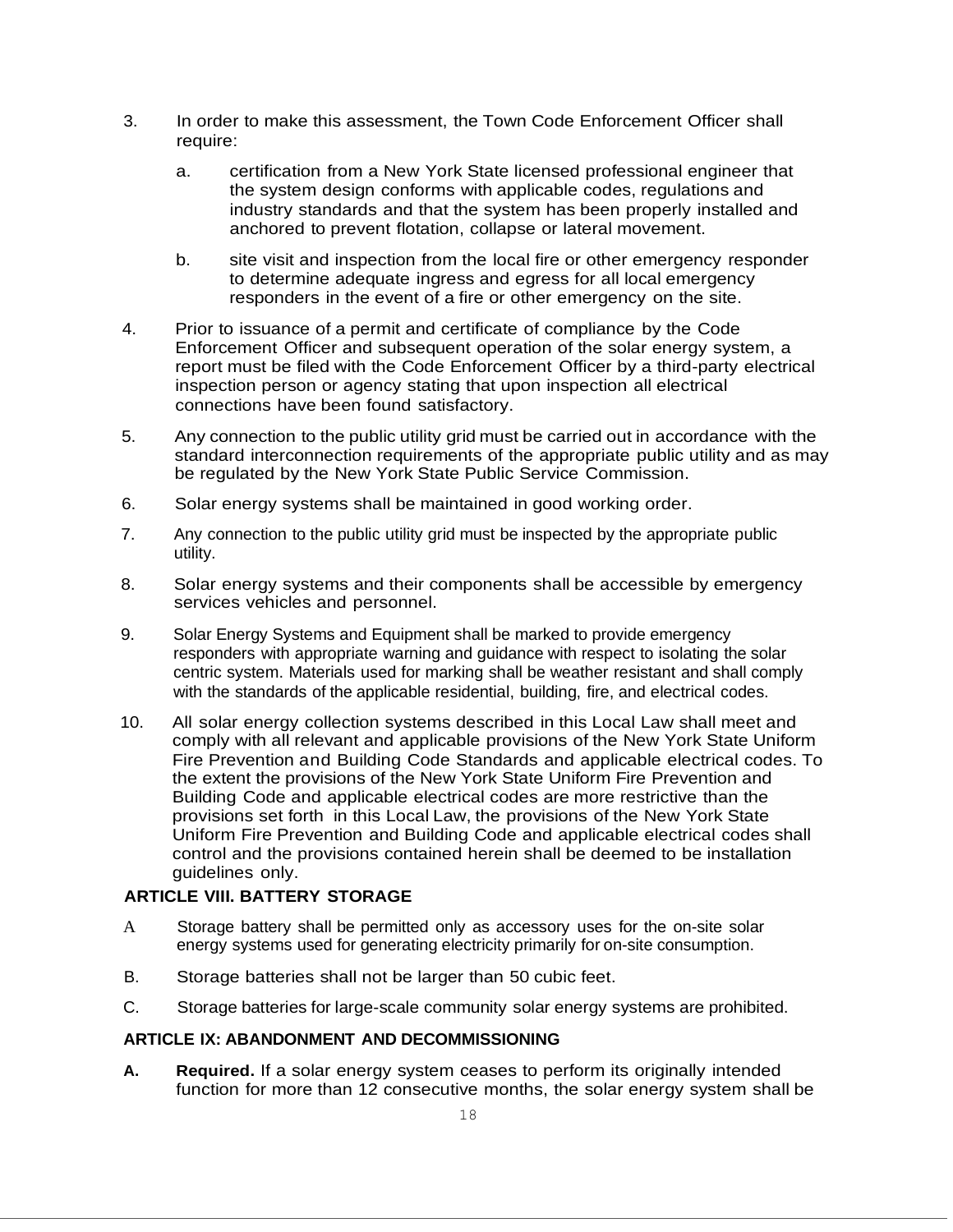3. In order to make this assessment, the Town Code Enforcement Officer shall require:

    a. certification from a New York State licensed professional engineer that the system design conforms with applicable codes, regulations and industry standards and that the system has been properly installed and anchored to prevent flotation, collapse or lateral movement.

    b. site visit and inspection from the local fire or other emergency responder to determine adequate ingress and egress for all local emergency responders in the event of a fire or other emergency on the site.

4. Prior to issuance of a permit and certificate of compliance by the Code Enforcement Officer and subsequent operation of the solar energy system, a report must be filed with the Code Enforcement Officer by a third-party electrical inspection person or agency stating that upon inspection all electrical connections have been found satisfactory.

5. Any connection to the public utility grid must be carried out in accordance with the standard interconnection requirements of the appropriate public utility and as may be regulated by the New York State Public Service Commission.

6. Solar energy systems shall be maintained in good working order.

7. Any connection to the public utility grid must be inspected by the appropriate public utility.

8. Solar energy systems and their components shall be accessible by emergency services vehicles and personnel.

9. Solar Energy Systems and Equipment shall be marked to provide emergency responders with appropriate warning and guidance with respect to isolating the solar centric system. Materials used for marking shall be weather resistant and shall comply with the standards of the applicable residential, building, fire, and electrical codes.

10. All solar energy collection systems described in this Local Law shall meet and comply with all relevant and applicable provisions of the New York State Uniform Fire Prevention and Building Code Standards and applicable electrical codes. To the extent the provisions of the New York State Uniform Fire Prevention and Building Code and applicable electrical codes are more restrictive than the provisions set forth in this Local Law, the provisions of the New York State Uniform Fire Prevention and Building Code and applicable electrical codes shall control and the provisions contained herein shall be deemed to be installation guidelines only.

**ARTICLE VIII. BATTERY STORAGE**

A Storage battery shall be permitted only as accessory uses for the on-site solar energy systems used for generating electricity primarily for on-site consumption.

B. Storage batteries shall not be larger than 50 cubic feet.

C. Storage batteries for large-scale community solar energy systems are prohibited.

**ARTICLE IX: ABANDONMENT AND DECOMMISSIONING**

**A. Required.** If a solar energy system ceases to perform its originally intended function for more than 12 consecutive months, the solar energy system shall be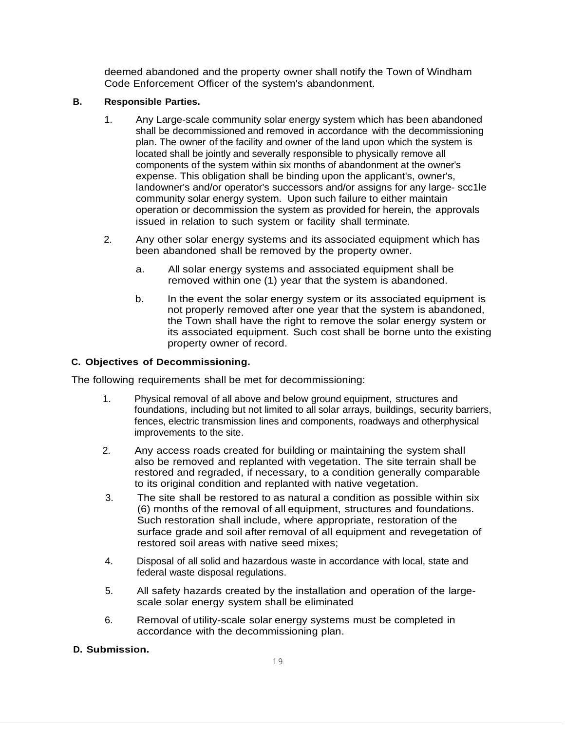deemed abandoned and the property owner shall notify the Town of Windham Code Enforcement Officer of the system's abandonment.

**B. Responsible Parties.**

1. Any Large-scale community solar energy system which has been abandoned shall be decommissioned and removed in accordance with the decommissioning plan. The owner of the facility and owner of the land upon which the system is located shall be jointly and severally responsible to physically remove all components of the system within six months of abandonment at the owner's expense. This obligation shall be binding upon the applicant's, owner's, landowner's and/or operator's successors and/or assigns for any large- scc1le community solar energy system. Upon such failure to either maintain operation or decommission the system as provided for herein, the approvals issued in relation to such system or facility shall terminate.

2. Any other solar energy systems and its associated equipment which has been abandoned shall be removed by the property owner.

   a. All solar energy systems and associated equipment shall be removed within one (1) year that the system is abandoned.

   b. In the event the solar energy system or its associated equipment is not properly removed after one year that the system is abandoned, the Town shall have the right to remove the solar energy system or its associated equipment. Such cost shall be borne unto the existing property owner of record.

**C. Objectives of Decommissioning.**

The following requirements shall be met for decommissioning:

1. Physical removal of all above and below ground equipment, structures and foundations, including but not limited to all solar arrays, buildings, security barriers, fences, electric transmission lines and components, roadways and otherphysical improvements to the site.

2. Any access roads created for building or maintaining the system shall also be removed and replanted with vegetation. The site terrain shall be restored and regraded, if necessary, to a condition generally comparable to its original condition and replanted with native vegetation.

3. The site shall be restored to as natural a condition as possible within six (6) months of the removal of all equipment, structures and foundations. Such restoration shall include, where appropriate, restoration of the surface grade and soil after removal of all equipment and revegetation of restored soil areas with native seed mixes;

4. Disposal of all solid and hazardous waste in accordance with local, state and federal waste disposal regulations.

5. All safety hazards created by the installation and operation of the large-scale solar energy system shall be eliminated

6. Removal of utility-scale solar energy systems must be completed in accordance with the decommissioning plan.

**D. Submission.**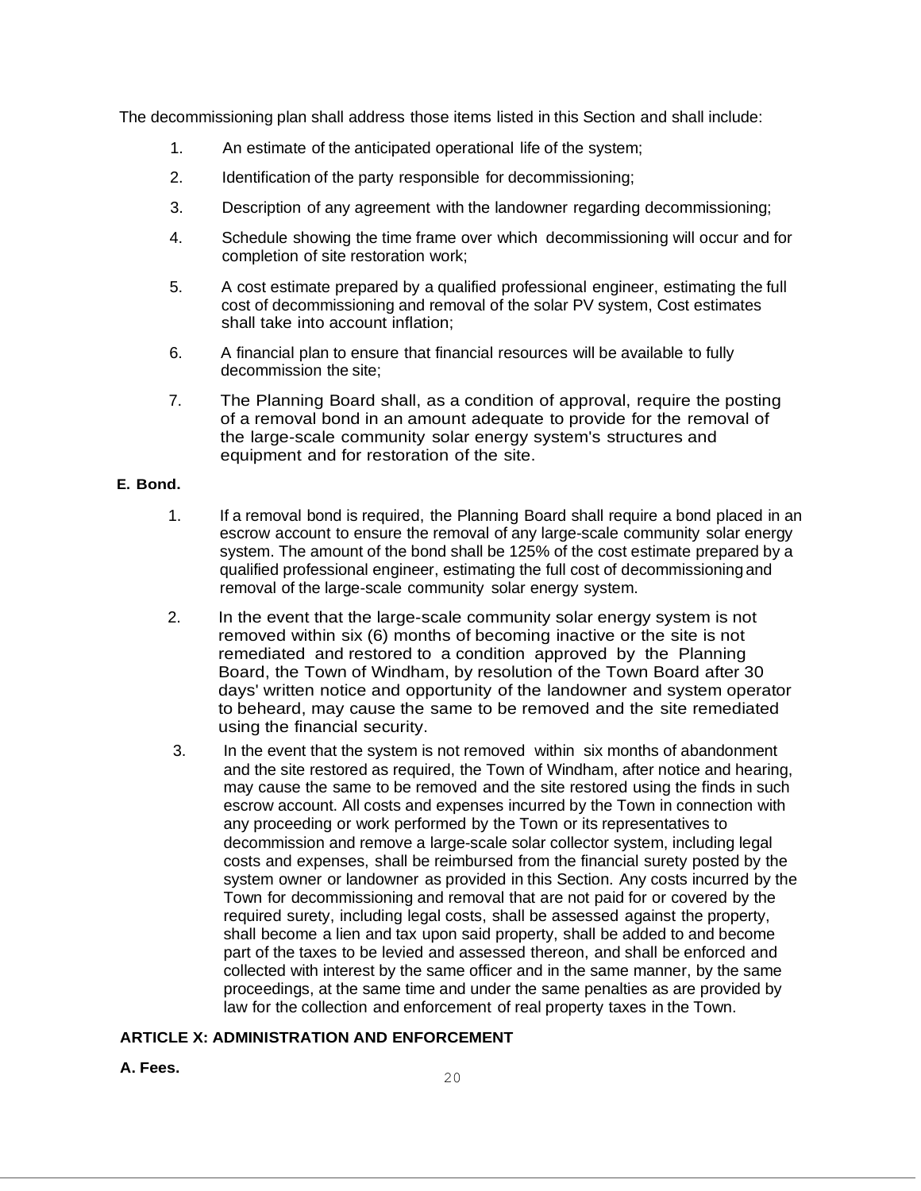The decommissioning plan shall address those items listed in this Section and shall include:

1. An estimate of the anticipated operational life of the system;
2. Identification of the party responsible for decommissioning;
3. Description of any agreement with the landowner regarding decommissioning;
4. Schedule showing the time frame over which decommissioning will occur and for completion of site restoration work;
5. A cost estimate prepared by a qualified professional engineer, estimating the full cost of decommissioning and removal of the solar PV system, Cost estimates shall take into account inflation;
6. A financial plan to ensure that financial resources will be available to fully decommission the site;
7. The Planning Board shall, as a condition of approval, require the posting of a removal bond in an amount adequate to provide for the removal of the large-scale community solar energy system's structures and equipment and for restoration of the site.

**E. Bond.**

1. If a removal bond is required, the Planning Board shall require a bond placed in an escrow account to ensure the removal of any large-scale community solar energy system. The amount of the bond shall be 125% of the cost estimate prepared by a qualified professional engineer, estimating the full cost of decommissioning and removal of the large-scale community solar energy system.
2. In the event that the large-scale community solar energy system is not removed within six (6) months of becoming inactive or the site is not remediated and restored to a condition approved by the Planning Board, the Town of Windham, by resolution of the Town Board after 30 days' written notice and opportunity of the landowner and system operator to beheard, may cause the same to be removed and the site remediated using the financial security.
3. In the event that the system is not removed within six months of abandonment and the site restored as required, the Town of Windham, after notice and hearing, may cause the same to be removed and the site restored using the finds in such escrow account. All costs and expenses incurred by the Town in connection with any proceeding or work performed by the Town or its representatives to decommission and remove a large-scale solar collector system, including legal costs and expenses, shall be reimbursed from the financial surety posted by the system owner or landowner as provided in this Section. Any costs incurred by the Town for decommissioning and removal that are not paid for or covered by the required surety, including legal costs, shall be assessed against the property, shall become a lien and tax upon said property, shall be added to and become part of the taxes to be levied and assessed thereon, and shall be enforced and collected with interest by the same officer and in the same manner, by the same proceedings, at the same time and under the same penalties as are provided by law for the collection and enforcement of real property taxes in the Town.

**ARTICLE X: ADMINISTRATION AND ENFORCEMENT**

**A. Fees.**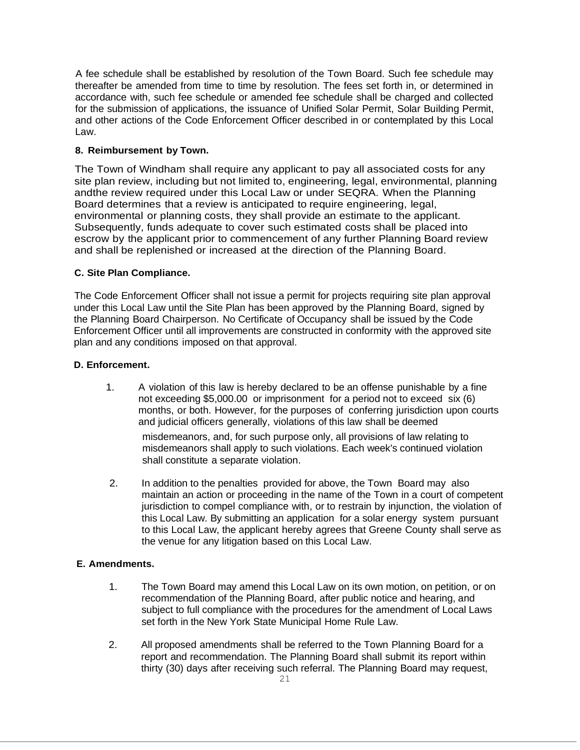A fee schedule shall be established by resolution of the Town Board. Such fee schedule may thereafter be amended from time to time by resolution. The fees set forth in, or determined in accordance with, such fee schedule or amended fee schedule shall be charged and collected for the submission of applications, the issuance of Unified Solar Permit, Solar Building Permit, and other actions of the Code Enforcement Officer described in or contemplated by this Local Law.

**8. Reimbursement by Town.**

The Town of Windham shall require any applicant to pay all associated costs for any site plan review, including but not limited to, engineering, legal, environmental, planning andthe review required under this Local Law or under SEQRA. When the Planning Board determines that a review is anticipated to require engineering, legal, environmental or planning costs, they shall provide an estimate to the applicant. Subsequently, funds adequate to cover such estimated costs shall be placed into escrow by the applicant prior to commencement of any further Planning Board review and shall be replenished or increased at the direction of the Planning Board.

**C. Site Plan Compliance.**

The Code Enforcement Officer shall not issue a permit for projects requiring site plan approval under this Local Law until the Site Plan has been approved by the Planning Board, signed by the Planning Board Chairperson. No Certificate of Occupancy shall be issued by the Code Enforcement Officer until all improvements are constructed in conformity with the approved site plan and any conditions imposed on that approval.

**D. Enforcement.**

1. A violation of this law is hereby declared to be an offense punishable by a fine not exceeding $5,000.00 or imprisonment for a period not to exceed six (6) months, or both. However, for the purposes of conferring jurisdiction upon courts and judicial officers generally, violations of this law shall be deemed misdemeanors, and, for such purpose only, all provisions of law relating to misdemeanors shall apply to such violations. Each week's continued violation shall constitute a separate violation.

2. In addition to the penalties provided for above, the Town Board may also maintain an action or proceeding in the name of the Town in a court of competent jurisdiction to compel compliance with, or to restrain by injunction, the violation of this Local Law. By submitting an application for a solar energy system pursuant to this Local Law, the applicant hereby agrees that Greene County shall serve as the venue for any litigation based on this Local Law.

**E. Amendments.**

1. The Town Board may amend this Local Law on its own motion, on petition, or on recommendation of the Planning Board, after public notice and hearing, and subject to full compliance with the procedures for the amendment of Local Laws set forth in the New York State Municipal Home Rule Law.

2. All proposed amendments shall be referred to the Town Planning Board for a report and recommendation. The Planning Board shall submit its report within thirty (30) days after receiving such referral. The Planning Board may request,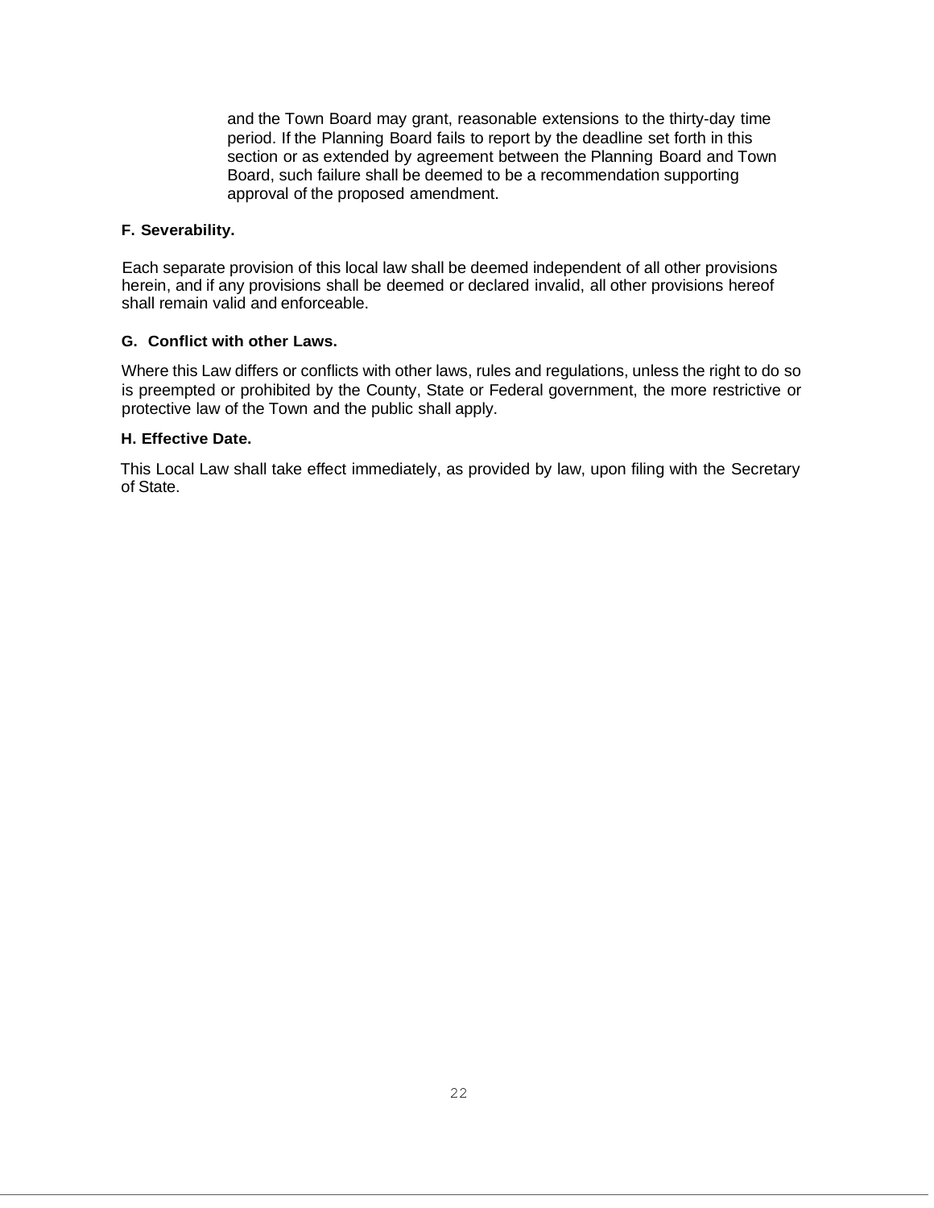and the Town Board may grant, reasonable extensions to the thirty-day time period. If the Planning Board fails to report by the deadline set forth in this section or as extended by agreement between the Planning Board and Town Board, such failure shall be deemed to be a recommendation supporting approval of the proposed amendment.

**F. Severability.**

Each separate provision of this local law shall be deemed independent of all other provisions herein, and if any provisions shall be deemed or declared invalid, all other provisions hereof shall remain valid and enforceable.

**G. Conflict with other Laws.**

Where this Law differs or conflicts with other laws, rules and regulations, unless the right to do so is preempted or prohibited by the County, State or Federal government, the more restrictive or protective law of the Town and the public shall apply.

**H. Effective Date.**

This Local Law shall take effect immediately, as provided by law, upon filing with the Secretary of State.